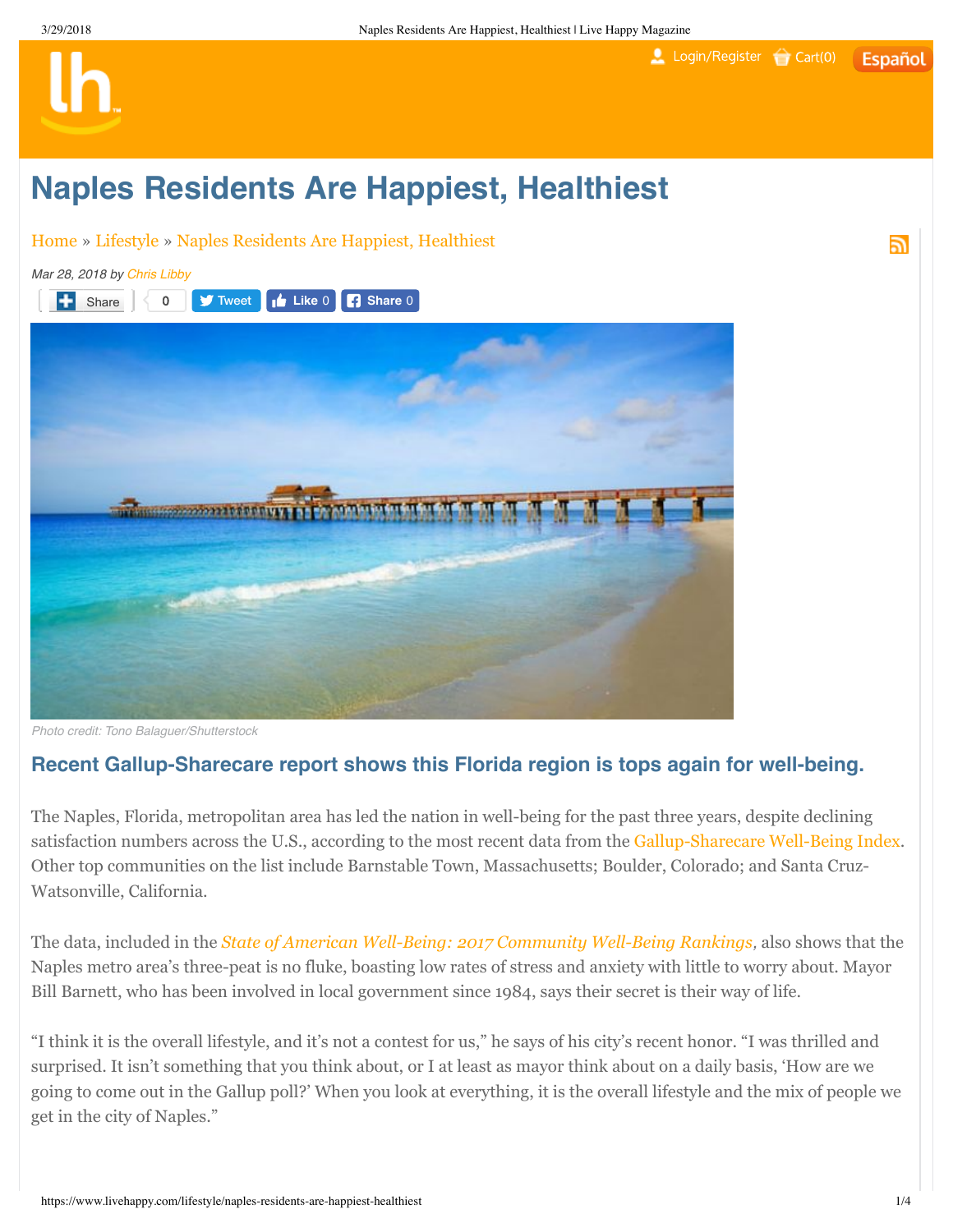# Naples Residents Are Happiest, Healthiest

Home » Lifestyle » Naples Residents Are Happiest, Healthiest

*Mar 28, 2018 by Chris Libby*

Photo credit: Tono Balaguer/Shutterstock

## Recent Gallup-Sharecare report shows this Florida region is tops again for well-being.

The Naples, Florida, metropolitan area has led the nation in well-being for the past three years, despite declining satisfaction numbers across the U.S., according to the most recent data from the Gallup-Sharecare Well-Being Index. Other top communities on the list include Barnstable Town, Massachusetts; Boulder, Colorado; and Santa Cruz-Watsonville, California.

The data, included in the *State of American Well-Being: 2017 Community Well-Being Rankings*, also shows that the Naples metro area's three-peat is no fluke, boasting low rates of stress and anxiety with little to worry about. Mayor Bill Barnett, who has been involved in local government since 1984, says their secret is their way of life.

"I think it is the overall lifestyle, and it's not a contest for us," he says of his city's recent honor. "I was thrilled and surprised. It isn't something that you think about, or I at least as mayor think about on a daily basis, 'How are we going to come out in the Gallup poll?' When you look at everything, it is the overall lifestyle and the mix of people we get in the city of Naples."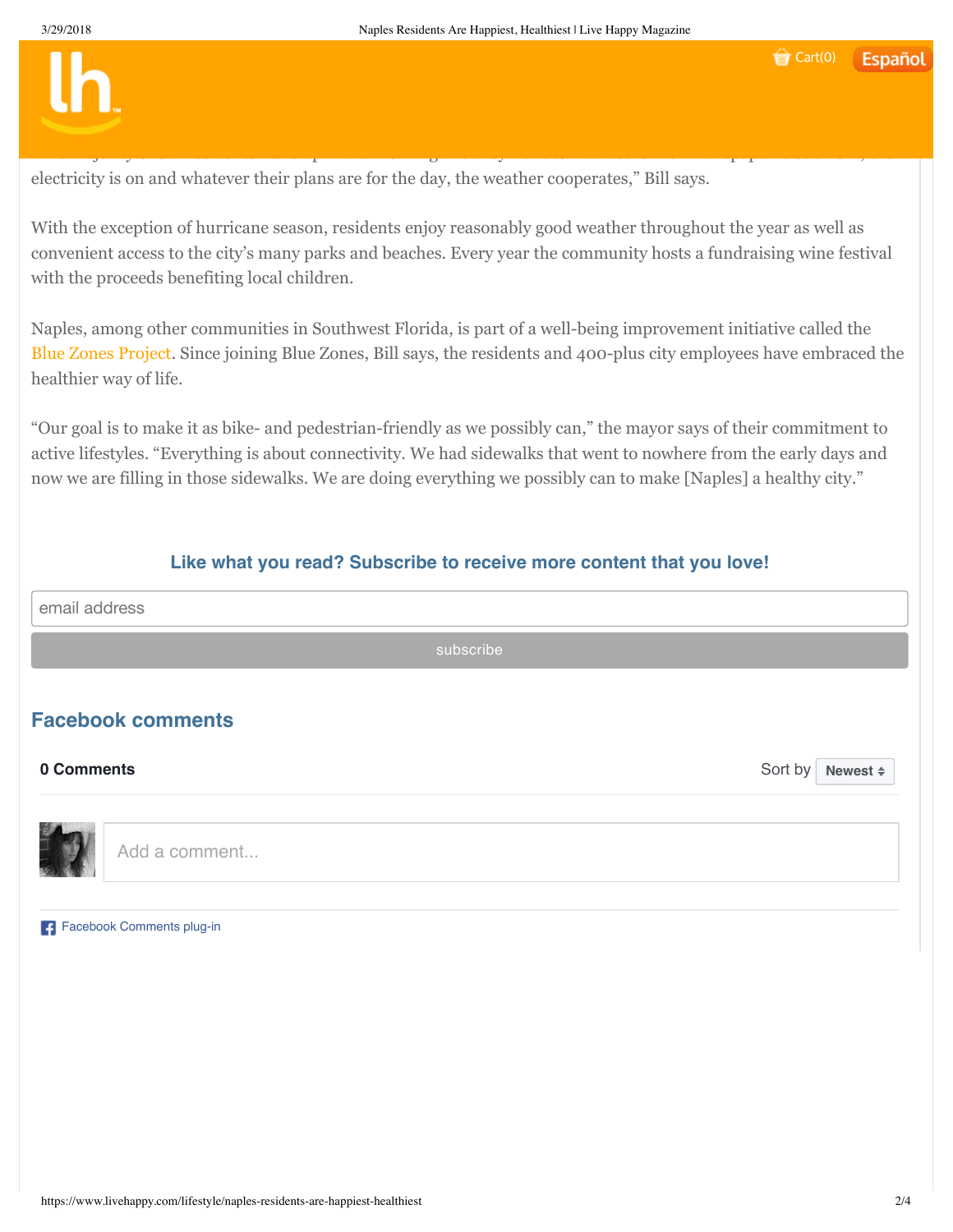electricity is on and whatever their plans are for the day, the weather cooperates," Bill says.

With the exception of hurricane season, residents enjoy reasonably good weather throughout the year as well as convenient access to the city's many parks and beaches. Every year the community hosts a fundraising wine festival with the proceeds benefiting local children.

Naples, among other communities in Southwest Florida, is part of a well-being improvement initiative called the Blue Zones Project. Since joining Blue Zones, Bill says, the residents and 400-plus city employees have embraced the healthier way of life.

"Our goal is to make it as bike- and pedestrian-friendly as we possibly can," the mayor says of their commitment to active lifestyles. "Everything is about connectivity. We had sidewalks that went to nowhere from the early days and now we are filling in those sidewalks. We are doing everything we possibly can to make [Naples] a healthy city."

### Like what you read? Subscribe to receive more content that you love!

email address

subscribe

## Facebook comments

**0 Comments**

Sort by **Newest**

Add a comment...

Facebook Comments plug-in